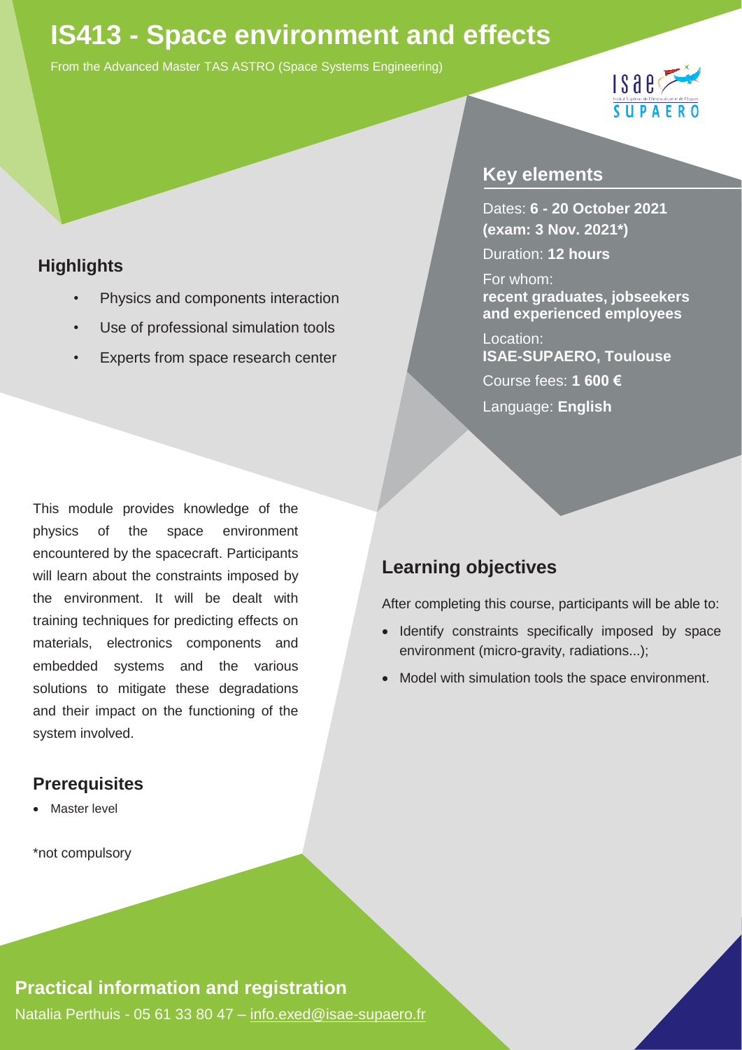# IS413 - Space environment and effects

From the Advanced Master TAS ASTRO (Space Systems Engineering)

## Highlights

- Physics and components interaction
- Use of professional simulation tools
- Experts from space research center

## Key elements

Dates: **6 - 20 October 2021 (exam: 3 Nov. 2021*)**

Duration: **12 hours**

For whom:
**recent graduates, jobseekers and experienced employees**

Location:
**ISAE-SUPAERO, Toulouse**

Course fees: **1 600 €**

Language: **English**

This module provides knowledge of the physics of the space environment encountered by the spacecraft. Participants will learn about the constraints imposed by the environment. It will be dealt with training techniques for predicting effects on materials, electronics components and embedded systems and the various solutions to mitigate these degradations and their impact on the functioning of the system involved.

## Prerequisites

- Master level

*not compulsory

## Learning objectives

After completing this course, participants will be able to:

- Identify constraints specifically imposed by space environment (micro-gravity, radiations...);
- Model with simulation tools the space environment.

## Practical information and registration

Natalia Perthuis - 05 61 33 80 47 – info.exed@isae-supaero.fr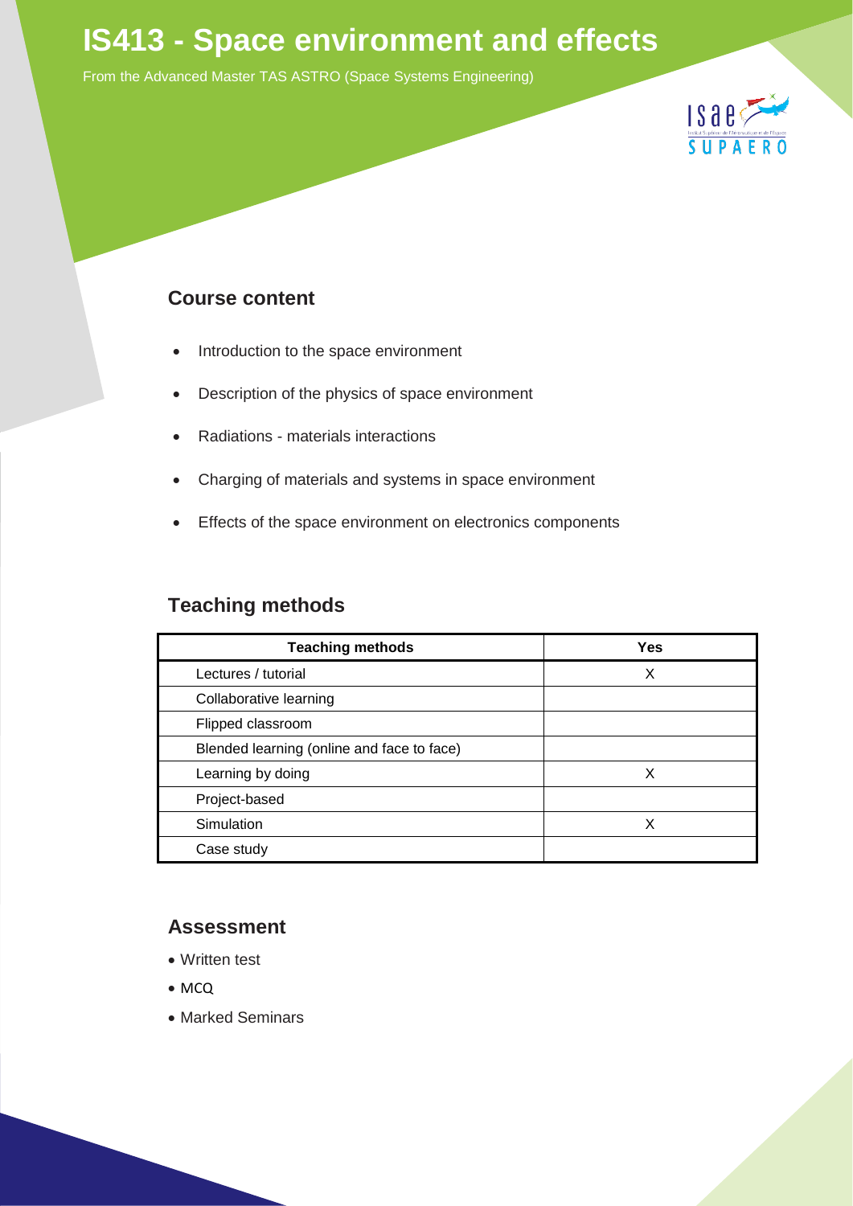# IS413 - Space environment and effects

From the Advanced Master TAS ASTRO (Space Systems Engineering)

## Course content

- Introduction to the space environment
- Description of the physics of space environment
- Radiations - materials interactions
- Charging of materials and systems in space environment
- Effects of the space environment on electronics components

## Teaching methods

| Teaching methods | Yes |
|---|---|
| Lectures / tutorial | X |
| Collaborative learning | |
| Flipped classroom | |
| Blended learning (online and face to face) | |
| Learning by doing | X |
| Project-based | |
| Simulation | X |
| Case study | |

## Assessment

- Written test
- MCQ
- Marked Seminars